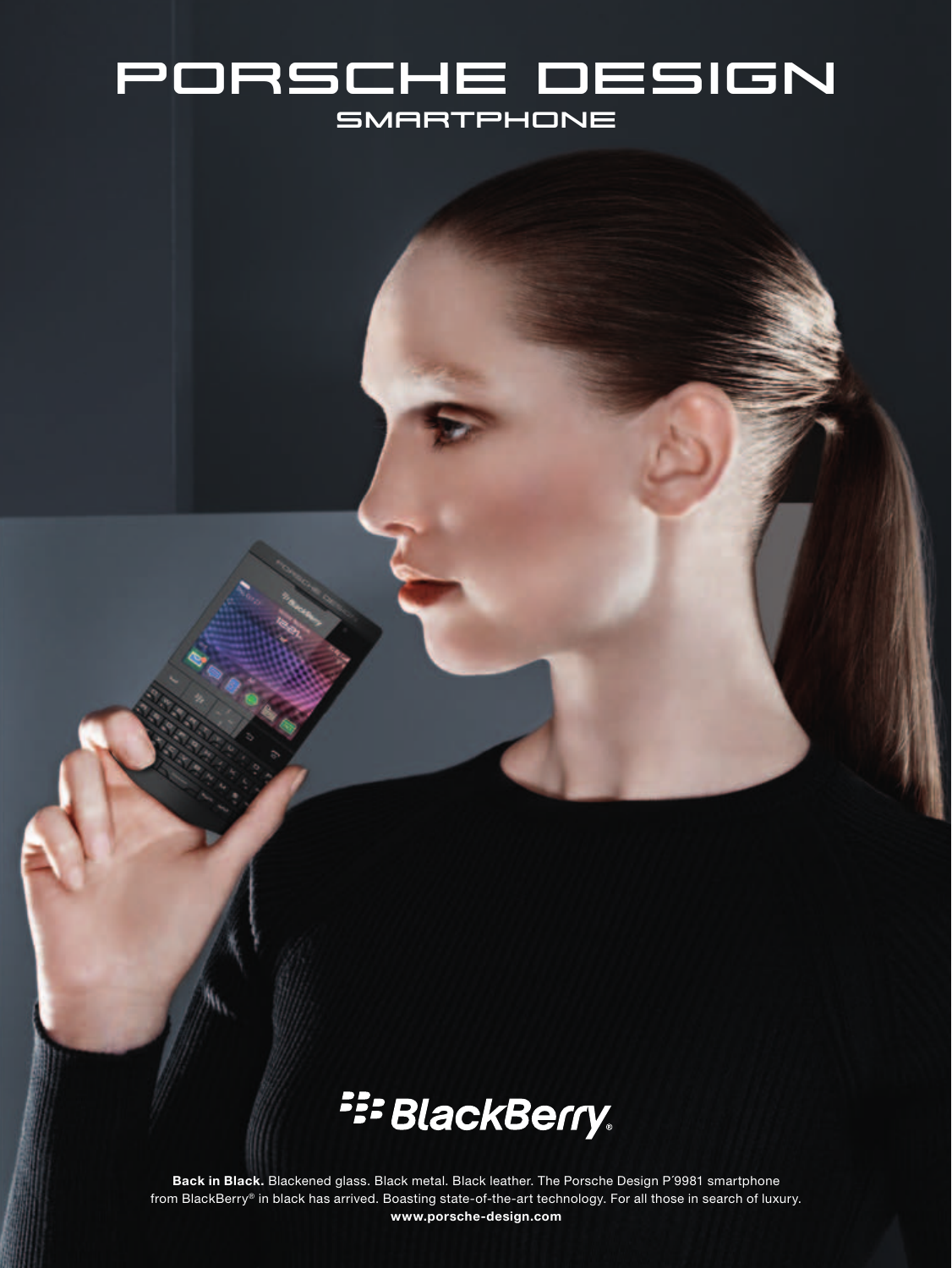# PORSCHE DESIGN

## SMARTPHONE

BlackBerry®

**Back in Black.** Blackened glass. Black metal. Black leather. The Porsche Design P'9981 smartphone from BlackBerry® in black has arrived. Boasting state-of-the-art technology. For all those in search of luxury.

**www.porsche-design.com**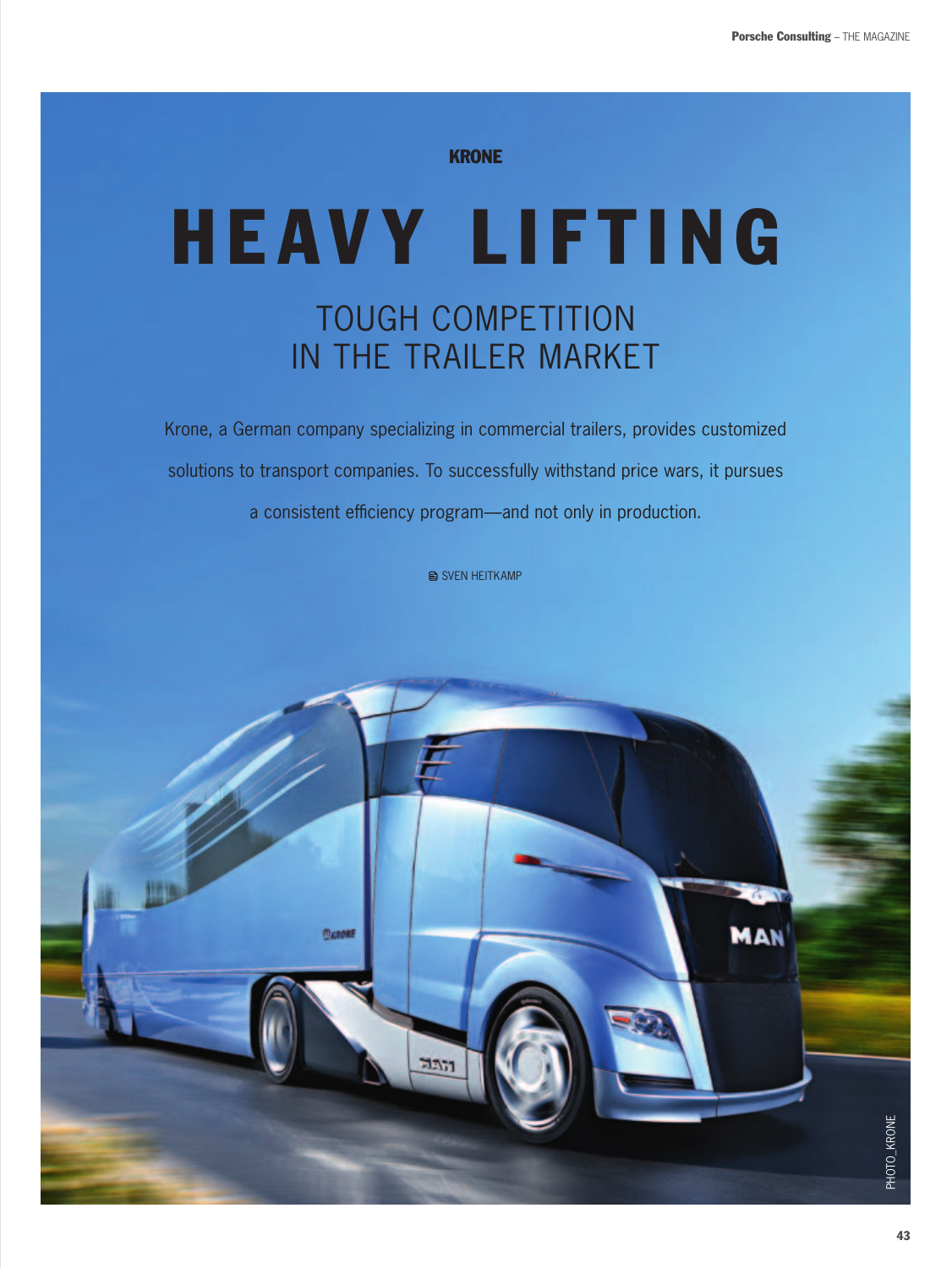KRONE

# HEAVY LIFTING

## TOUGH COMPETITION IN THE TRAILER MARKET

Krone, a German company specializing in commercial trailers, provides customized solutions to transport companies. To successfully withstand price wars, it pursues a consistent efficiency program—and not only in production.

SVEN HEITKAMP

PHOTO_KRONE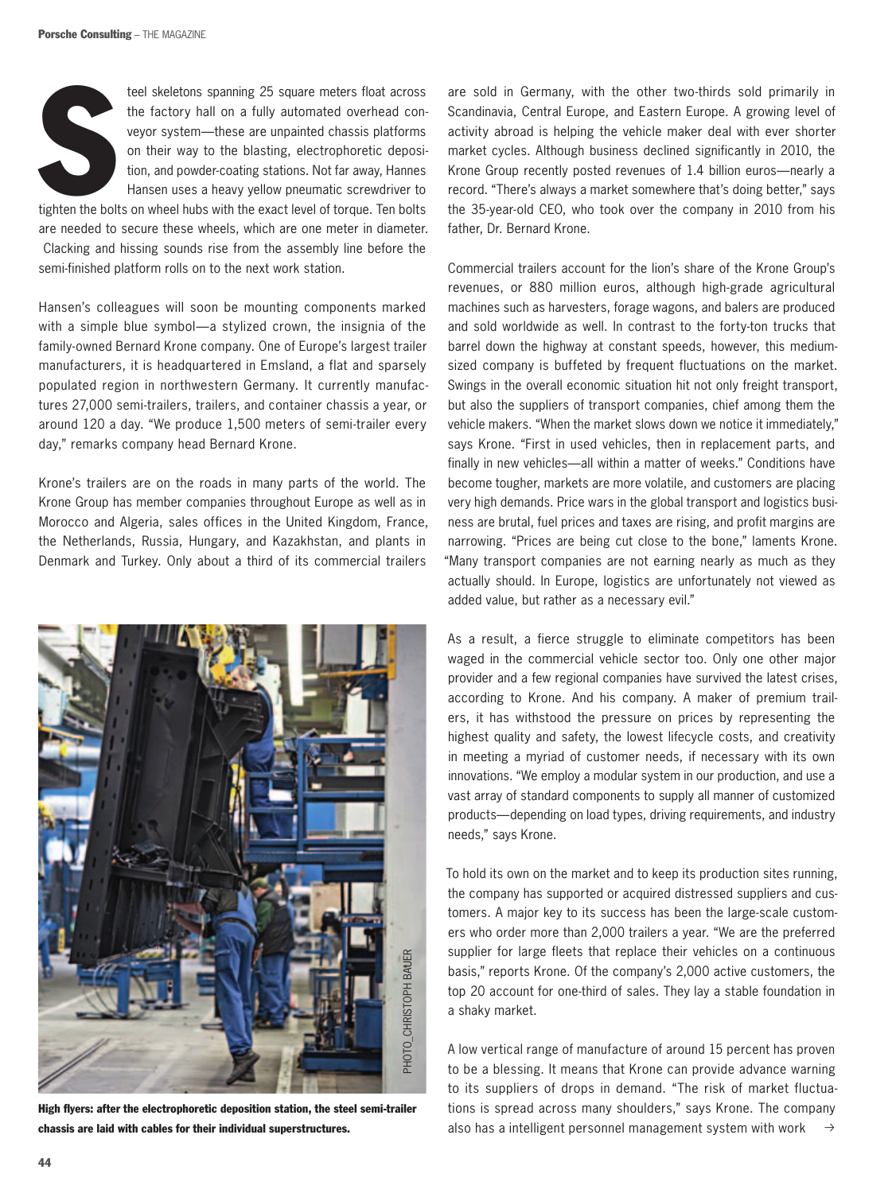Steel skeletons spanning 25 square meters float across the factory hall on a fully automated overhead conveyor system—these are unpainted chassis platforms on their way to the blasting, electrophoretic deposition, and powder-coating stations. Not far away, Hannes Hansen uses a heavy yellow pneumatic screwdriver to tighten the bolts on wheel hubs with the exact level of torque. Ten bolts are needed to secure these wheels, which are one meter in diameter. Clacking and hissing sounds rise from the assembly line before the semi-finished platform rolls on to the next work station.

Hansen's colleagues will soon be mounting components marked with a simple blue symbol—a stylized crown, the insignia of the family-owned Bernard Krone company. One of Europe's largest trailer manufacturers, it is headquartered in Emsland, a flat and sparsely populated region in northwestern Germany. It currently manufactures 27,000 semi-trailers, trailers, and container chassis a year, or around 120 a day. "We produce 1,500 meters of semi-trailer every day," remarks company head Bernard Krone.

Krone's trailers are on the roads in many parts of the world. The Krone Group has member companies throughout Europe as well as in Morocco and Algeria, sales offices in the United Kingdom, France, the Netherlands, Russia, Hungary, and Kazakhstan, and plants in Denmark and Turkey. Only about a third of its commercial trailers are sold in Germany, with the other two-thirds sold primarily in Scandinavia, Central Europe, and Eastern Europe. A growing level of activity abroad is helping the vehicle maker deal with ever shorter market cycles. Although business declined significantly in 2010, the Krone Group recently posted revenues of 1.4 billion euros—nearly a record. "There's always a market somewhere that's doing better," says the 35-year-old CEO, who took over the company in 2010 from his father, Dr. Bernard Krone.

High flyers: after the electrophoretic deposition station, the steel semi-trailer chassis are laid with cables for their individual superstructures.

PHOTO_CHRISTOPH BAUER

Commercial trailers account for the lion's share of the Krone Group's revenues, or 880 million euros, although high-grade agricultural machines such as harvesters, forage wagons, and balers are produced and sold worldwide as well. In contrast to the forty-ton trucks that barrel down the highway at constant speeds, however, this medium-sized company is buffeted by frequent fluctuations on the market. Swings in the overall economic situation hit not only freight transport, but also the suppliers of transport companies, chief among them the vehicle makers. "When the market slows down we notice it immediately," says Krone. "First in used vehicles, then in replacement parts, and finally in new vehicles—all within a matter of weeks." Conditions have become tougher, markets are more volatile, and customers are placing very high demands. Price wars in the global transport and logistics business are brutal, fuel prices and taxes are rising, and profit margins are narrowing. "Prices are being cut close to the bone," laments Krone. "Many transport companies are not earning nearly as much as they actually should. In Europe, logistics are unfortunately not viewed as added value, but rather as a necessary evil."

As a result, a fierce struggle to eliminate competitors has been waged in the commercial vehicle sector too. Only one other major provider and a few regional companies have survived the latest crises, according to Krone. And his company. A maker of premium trailers, it has withstood the pressure on prices by representing the highest quality and safety, the lowest lifecycle costs, and creativity in meeting a myriad of customer needs, if necessary with its own innovations. "We employ a modular system in our production, and use a vast array of standard components to supply all manner of customized products—depending on load types, driving requirements, and industry needs," says Krone.

To hold its own on the market and to keep its production sites running, the company has supported or acquired distressed suppliers and customers. A major key to its success has been the large-scale customers who order more than 2,000 trailers a year. "We are the preferred supplier for large fleets that replace their vehicles on a continuous basis," reports Krone. Of the company's 2,000 active customers, the top 20 account for one-third of sales. They lay a stable foundation in a shaky market.

A low vertical range of manufacture of around 15 percent has proven to be a blessing. It means that Krone can provide advance warning to its suppliers of drops in demand. "The risk of market fluctuations is spread across many shoulders," says Krone. The company also has a intelligent personnel management system with work →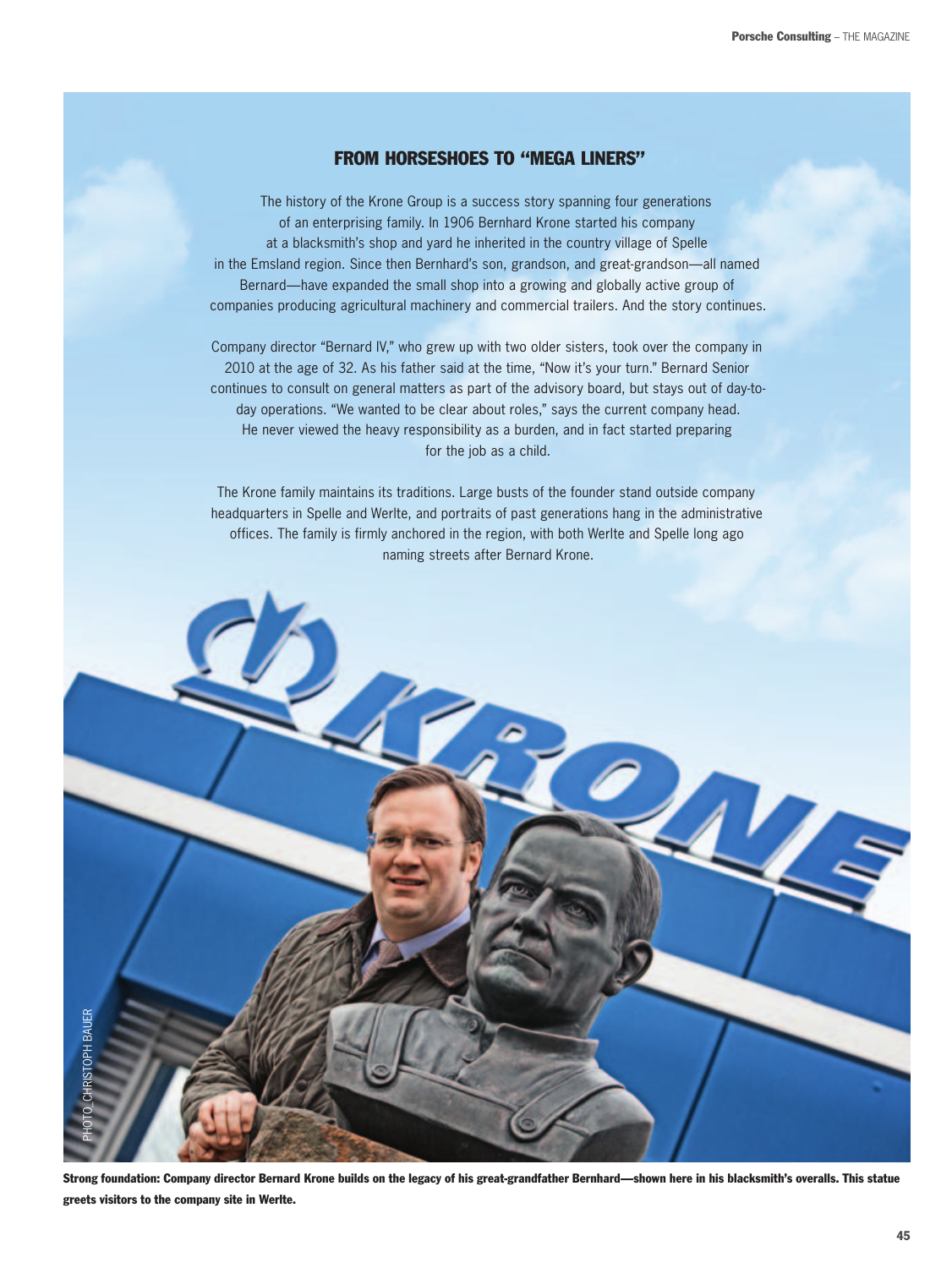## FROM HORSESHOES TO "MEGA LINERS"

The history of the Krone Group is a success story spanning four generations of an enterprising family. In 1906 Bernhard Krone started his company at a blacksmith's shop and yard he inherited in the country village of Spelle in the Emsland region. Since then Bernhard's son, grandson, and great-grandson—all named Bernard—have expanded the small shop into a growing and globally active group of companies producing agricultural machinery and commercial trailers. And the story continues.

Company director "Bernard IV," who grew up with two older sisters, took over the company in 2010 at the age of 32. As his father said at the time, "Now it's your turn." Bernard Senior continues to consult on general matters as part of the advisory board, but stays out of day-to-day operations. "We wanted to be clear about roles," says the current company head. He never viewed the heavy responsibility as a burden, and in fact started preparing for the job as a child.

The Krone family maintains its traditions. Large busts of the founder stand outside company headquarters in Spelle and Werlte, and portraits of past generations hang in the administrative offices. The family is firmly anchored in the region, with both Werlte and Spelle long ago naming streets after Bernard Krone.

PHOTO\_CHRISTOPH BAUER

**Strong foundation: Company director Bernard Krone builds on the legacy of his great-grandfather Bernhard—shown here in his blacksmith's overalls. This statue greets visitors to the company site in Werlte.**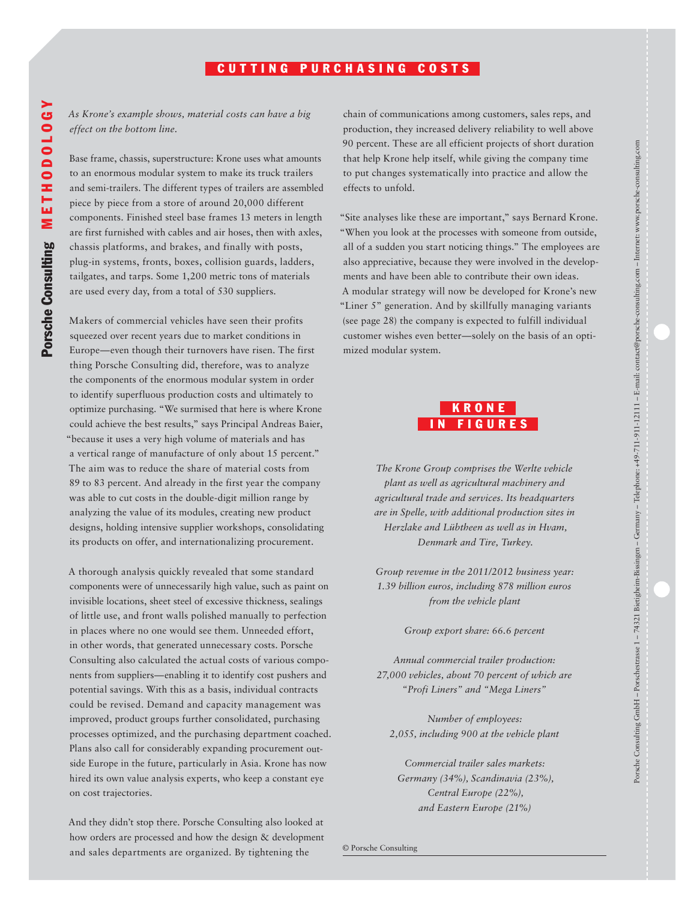## CUTTING PURCHASING COSTS

*As Krone's example shows, material costs can have a big effect on the bottom line.*

Base frame, chassis, superstructure: Krone uses what amounts to an enormous modular system to make its truck trailers and semi-trailers. The different types of trailers are assembled piece by piece from a store of around 20,000 different components. Finished steel base frames 13 meters in length are first furnished with cables and air hoses, then with axles, chassis platforms, and brakes, and finally with posts, plug-in systems, fronts, boxes, collision guards, ladders, tailgates, and tarps. Some 1,200 metric tons of materials are used every day, from a total of 530 suppliers.

Makers of commercial vehicles have seen their profits squeezed over recent years due to market conditions in Europe—even though their turnovers have risen. The first thing Porsche Consulting did, therefore, was to analyze the components of the enormous modular system in order to identify superfluous production costs and ultimately to optimize purchasing. "We surmised that here is where Krone could achieve the best results," says Principal Andreas Baier, "because it uses a very high volume of materials and has a vertical range of manufacture of only about 15 percent." The aim was to reduce the share of material costs from 89 to 83 percent. And already in the first year the company was able to cut costs in the double-digit million range by analyzing the value of its modules, creating new product designs, holding intensive supplier workshops, consolidating its products on offer, and internationalizing procurement.

A thorough analysis quickly revealed that some standard components were of unnecessarily high value, such as paint on invisible locations, sheet steel of excessive thickness, sealings of little use, and front walls polished manually to perfection in places where no one would see them. Unneeded effort, in other words, that generated unnecessary costs. Porsche Consulting also calculated the actual costs of various components from suppliers—enabling it to identify cost pushers and potential savings. With this as a basis, individual contracts could be revised. Demand and capacity management was improved, product groups further consolidated, purchasing processes optimized, and the purchasing department coached. Plans also call for considerably expanding procurement outside Europe in the future, particularly in Asia. Krone has now hired its own value analysis experts, who keep a constant eye on cost trajectories.

And they didn't stop there. Porsche Consulting also looked at how orders are processed and how the design & development and sales departments are organized. By tightening the chain of communications among customers, sales reps, and production, they increased delivery reliability to well above 90 percent. These are all efficient projects of short duration that help Krone help itself, while giving the company time to put changes systematically into practice and allow the effects to unfold.

"Site analyses like these are important," says Bernard Krone. "When you look at the processes with someone from outside, all of a sudden you start noticing things." The employees are also appreciative, because they were involved in the developments and have been able to contribute their own ideas. A modular strategy will now be developed for Krone's new "Liner 5" generation. And by skillfully managing variants (see page 28) the company is expected to fulfill individual customer wishes even better—solely on the basis of an optimized modular system.

### KRONE IN FIGURES

*The Krone Group comprises the Werlte vehicle plant as well as agricultural machinery and agricultural trade and services. Its headquarters are in Spelle, with additional production sites in Herzlake and Lübtheen as well as in Hvam, Denmark and Tire, Turkey.*

*Group revenue in the 2011/2012 business year: 1.39 billion euros, including 878 million euros from the vehicle plant*

*Group export share: 66.6 percent*

*Annual commercial trailer production: 27,000 vehicles, about 70 percent of which are "Profi Liners" and "Mega Liners"*

*Number of employees: 2,055, including 900 at the vehicle plant*

*Commercial trailer sales markets: Germany (34%), Scandinavia (23%), Central Europe (22%), and Eastern Europe (21%)*

© Porsche Consulting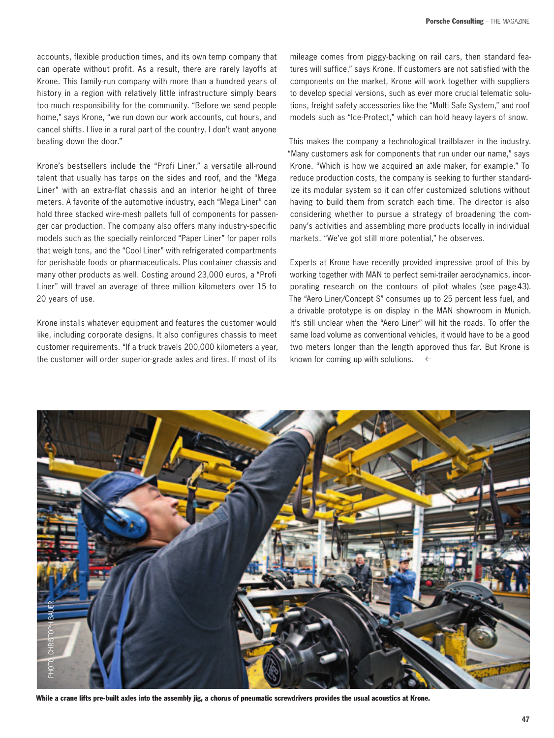accounts, flexible production times, and its own temp company that can operate without profit. As a result, there are rarely layoffs at Krone. This family-run company with more than a hundred years of history in a region with relatively little infrastructure simply bears too much responsibility for the community. "Before we send people home," says Krone, "we run down our work accounts, cut hours, and cancel shifts. I live in a rural part of the country. I don't want anyone beating down the door."

Krone's bestsellers include the "Profi Liner," a versatile all-round talent that usually has tarps on the sides and roof, and the "Mega Liner" with an extra-flat chassis and an interior height of three meters. A favorite of the automotive industry, each "Mega Liner" can hold three stacked wire-mesh pallets full of components for passenger car production. The company also offers many industry-specific models such as the specially reinforced "Paper Liner" for paper rolls that weigh tons, and the "Cool Liner" with refrigerated compartments for perishable foods or pharmaceuticals. Plus container chassis and many other products as well. Costing around 23,000 euros, a "Profi Liner" will travel an average of three million kilometers over 15 to 20 years of use.

Krone installs whatever equipment and features the customer would like, including corporate designs. It also configures chassis to meet customer requirements. "If a truck travels 200,000 kilometers a year, the customer will order superior-grade axles and tires. If most of its mileage comes from piggy-backing on rail cars, then standard features will suffice," says Krone. If customers are not satisfied with the components on the market, Krone will work together with suppliers to develop special versions, such as ever more crucial telematic solutions, freight safety accessories like the "Multi Safe System," and roof models such as "Ice-Protect," which can hold heavy layers of snow.

This makes the company a technological trailblazer in the industry. "Many customers ask for components that run under our name," says Krone. "Which is how we acquired an axle maker, for example." To reduce production costs, the company is seeking to further standardize its modular system so it can offer customized solutions without having to build them from scratch each time. The director is also considering whether to pursue a strategy of broadening the company's activities and assembling more products locally in individual markets. "We've got still more potential," he observes.

Experts at Krone have recently provided impressive proof of this by working together with MAN to perfect semi-trailer aerodynamics, incorporating research on the contours of pilot whales (see page 43). The "Aero Liner/Concept S" consumes up to 25 percent less fuel, and a drivable prototype is on display in the MAN showroom in Munich. It's still unclear when the "Aero Liner" will hit the roads. To offer the same load volume as conventional vehicles, it would have to be a good two meters longer than the length approved thus far. But Krone is known for coming up with solutions. ←

PHOTO: CHRISTOPH BAUER

**While a crane lifts pre-built axles into the assembly jig, a chorus of pneumatic screwdrivers provides the usual acoustics at Krone.**